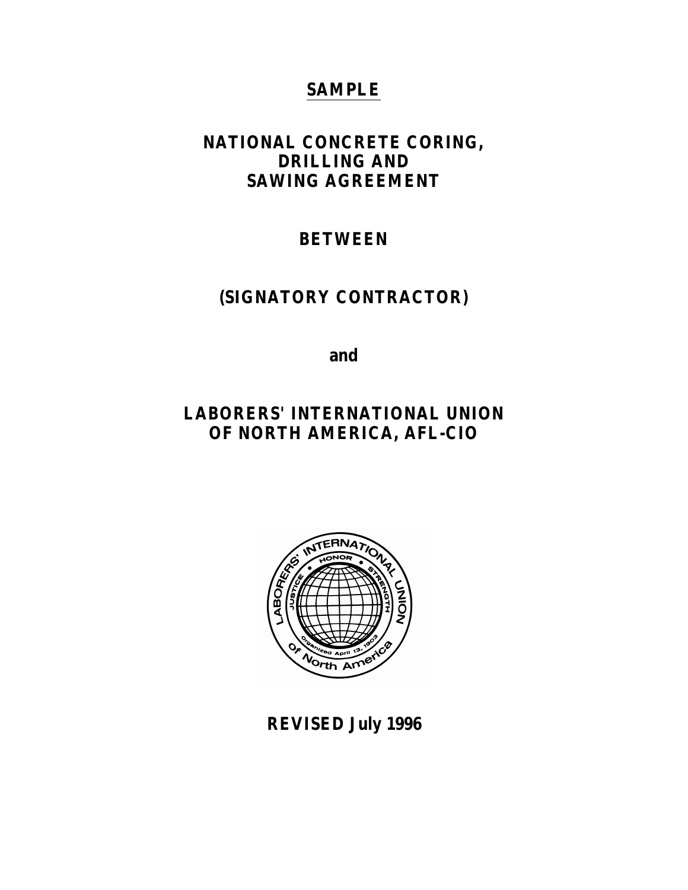**SAMPLE**

# NATIONAL CONCRETE CORING, DRILLING AND SAWING AGREEMENT

## BETWEEN

## (SIGNATORY CONTRACTOR)

**and**

## LABORERS' INTERNATIONAL UNION OF NORTH AMERICA, AFL-CIO

**REVISED July 1996**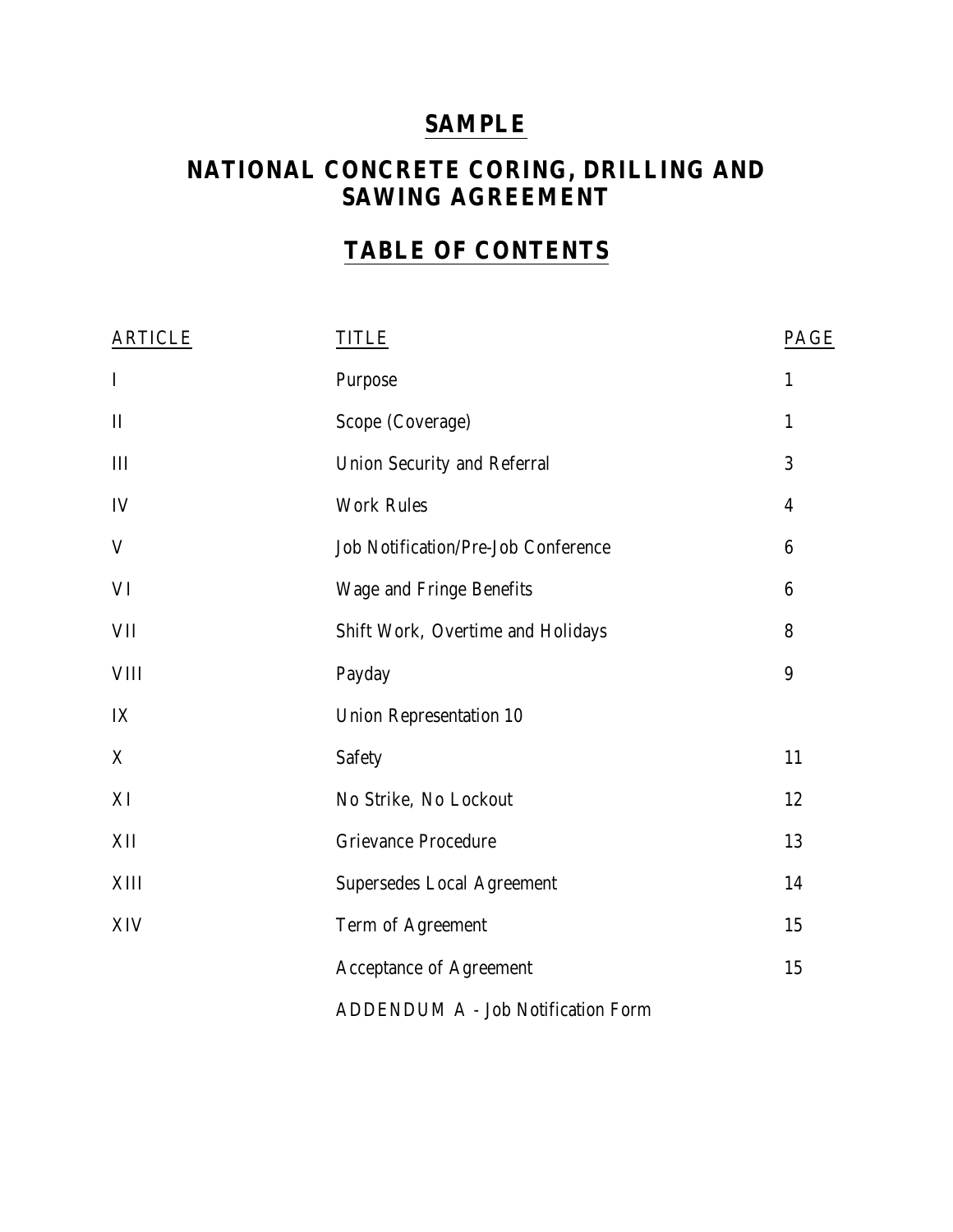# SAMPLE

## NATIONAL CONCRETE CORING, DRILLING AND SAWING AGREEMENT

## TABLE OF CONTENTS

| ARTICLE | TITLE | PAGE |
|---|---|---|
| I | Purpose | 1 |
| II | Scope (Coverage) | 1 |
| III | Union Security and Referral | 3 |
| IV | Work Rules | 4 |
| V | Job Notification/Pre-Job Conference | 6 |
| VI | Wage and Fringe Benefits | 6 |
| VII | Shift Work, Overtime and Holidays | 8 |
| VIII | Payday | 9 |
| IX | Union Representation 10 | |
| X | Safety | 11 |
| XI | No Strike, No Lockout | 12 |
| XII | Grievance Procedure | 13 |
| XIII | Supersedes Local Agreement | 14 |
| XIV | Term of Agreement | 15 |
| | Acceptance of Agreement | 15 |
| | ADDENDUM A - Job Notification Form | |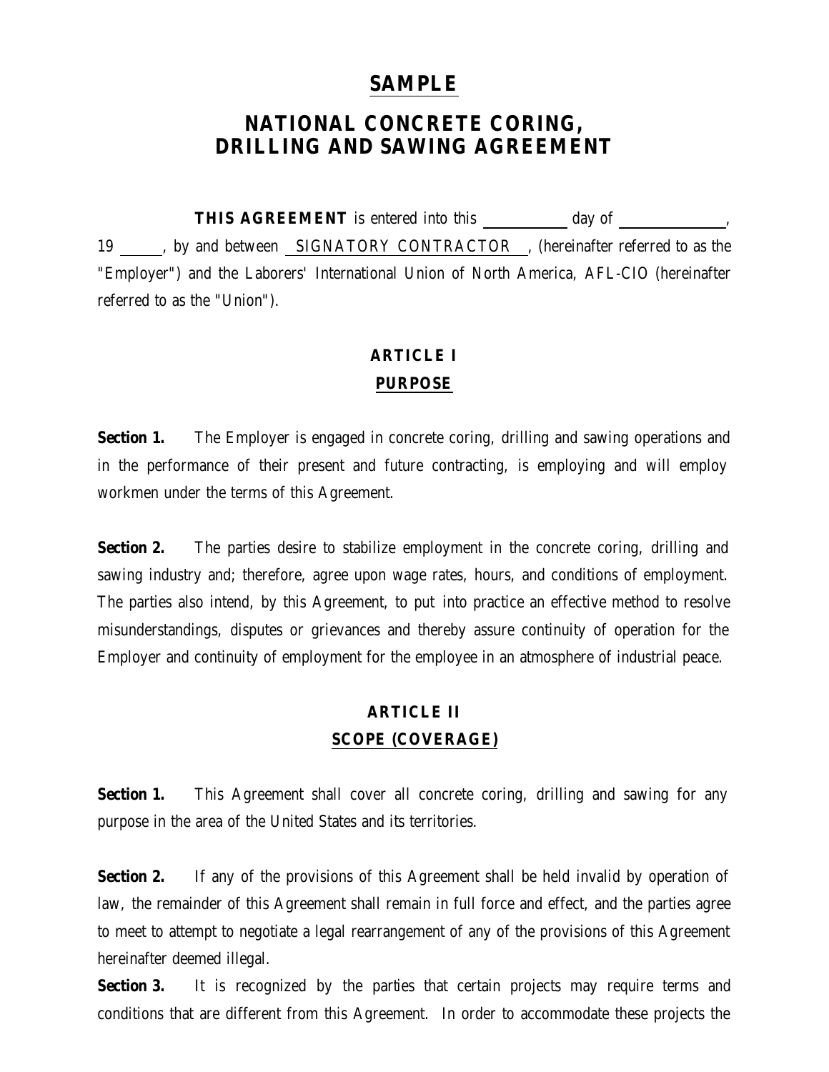# SAMPLE

# NATIONAL CONCRETE CORING, DRILLING AND SAWING AGREEMENT

**THIS AGREEMENT** is entered into this \_\_\_\_\_\_\_\_\_\_ day of \_\_\_\_\_\_\_\_\_\_\_\_\_, 19 \_\_\_\_\_, by and between SIGNATORY CONTRACTOR, (hereinafter referred to as the "Employer") and the Laborers' International Union of North America, AFL-CIO (hereinafter referred to as the "Union").

## ARTICLE I
## PURPOSE

**Section 1.** The Employer is engaged in concrete coring, drilling and sawing operations and in the performance of their present and future contracting, is employing and will employ workmen under the terms of this Agreement.

**Section 2.** The parties desire to stabilize employment in the concrete coring, drilling and sawing industry and; therefore, agree upon wage rates, hours, and conditions of employment. The parties also intend, by this Agreement, to put into practice an effective method to resolve misunderstandings, disputes or grievances and thereby assure continuity of operation for the Employer and continuity of employment for the employee in an atmosphere of industrial peace.

## ARTICLE II
## SCOPE (COVERAGE)

**Section 1.** This Agreement shall cover all concrete coring, drilling and sawing for any purpose in the area of the United States and its territories.

**Section 2.** If any of the provisions of this Agreement shall be held invalid by operation of law, the remainder of this Agreement shall remain in full force and effect, and the parties agree to meet to attempt to negotiate a legal rearrangement of any of the provisions of this Agreement hereinafter deemed illegal.

**Section 3.** It is recognized by the parties that certain projects may require terms and conditions that are different from this Agreement. In order to accommodate these projects the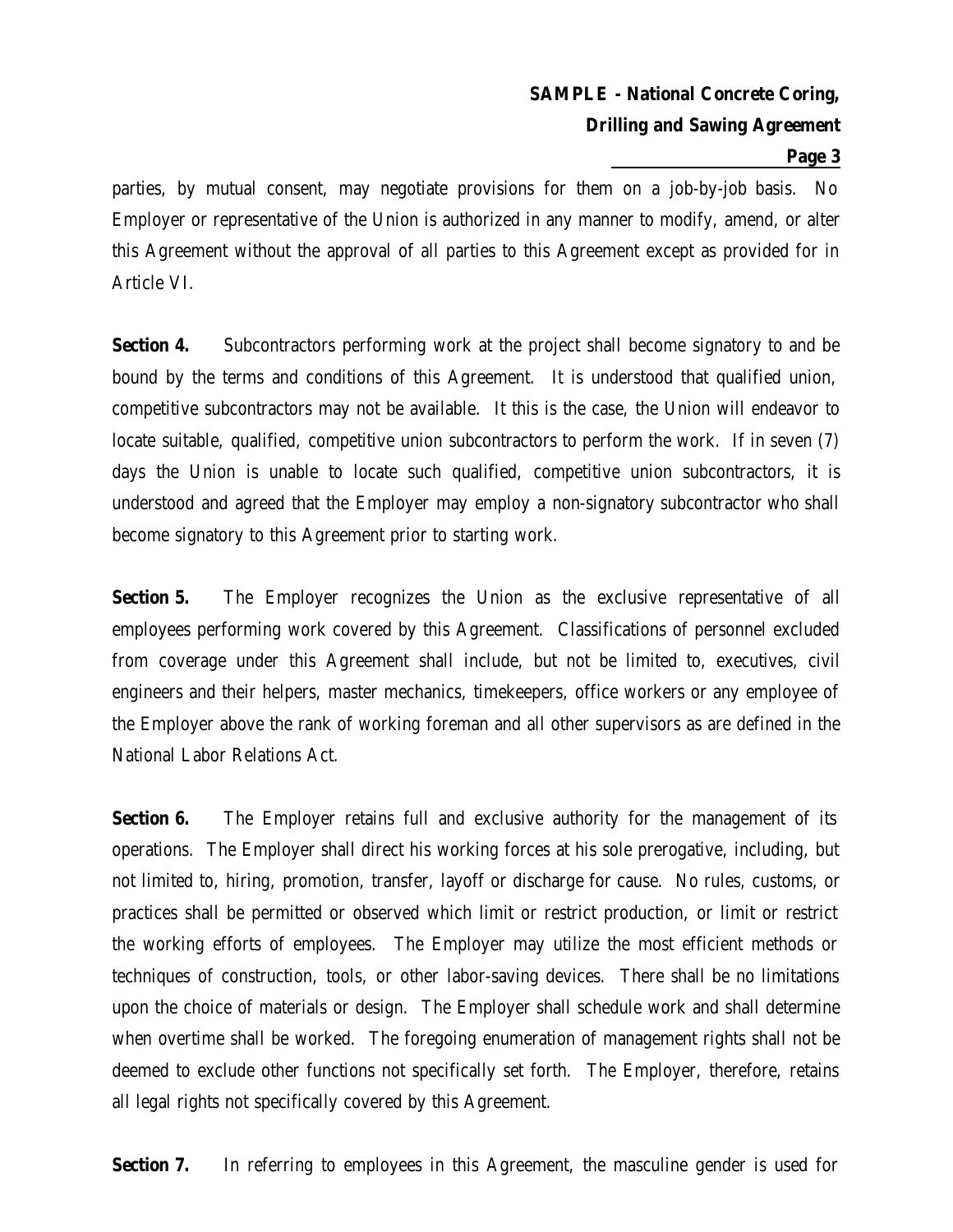parties, by mutual consent, may negotiate provisions for them on a job-by-job basis. No Employer or representative of the Union is authorized in any manner to modify, amend, or alter this Agreement without the approval of all parties to this Agreement except as provided for in Article VI.

**Section 4.** Subcontractors performing work at the project shall become signatory to and be bound by the terms and conditions of this Agreement. It is understood that qualified union, competitive subcontractors may not be available. It this is the case, the Union will endeavor to locate suitable, qualified, competitive union subcontractors to perform the work. If in seven (7) days the Union is unable to locate such qualified, competitive union subcontractors, it is understood and agreed that the Employer may employ a non-signatory subcontractor who shall become signatory to this Agreement prior to starting work.

**Section 5.** The Employer recognizes the Union as the exclusive representative of all employees performing work covered by this Agreement. Classifications of personnel excluded from coverage under this Agreement shall include, but not be limited to, executives, civil engineers and their helpers, master mechanics, timekeepers, office workers or any employee of the Employer above the rank of working foreman and all other supervisors as are defined in the National Labor Relations Act.

**Section 6.** The Employer retains full and exclusive authority for the management of its operations. The Employer shall direct his working forces at his sole prerogative, including, but not limited to, hiring, promotion, transfer, layoff or discharge for cause. No rules, customs, or practices shall be permitted or observed which limit or restrict production, or limit or restrict the working efforts of employees. The Employer may utilize the most efficient methods or techniques of construction, tools, or other labor-saving devices. There shall be no limitations upon the choice of materials or design. The Employer shall schedule work and shall determine when overtime shall be worked. The foregoing enumeration of management rights shall not be deemed to exclude other functions not specifically set forth. The Employer, therefore, retains all legal rights not specifically covered by this Agreement.

**Section 7.** In referring to employees in this Agreement, the masculine gender is used for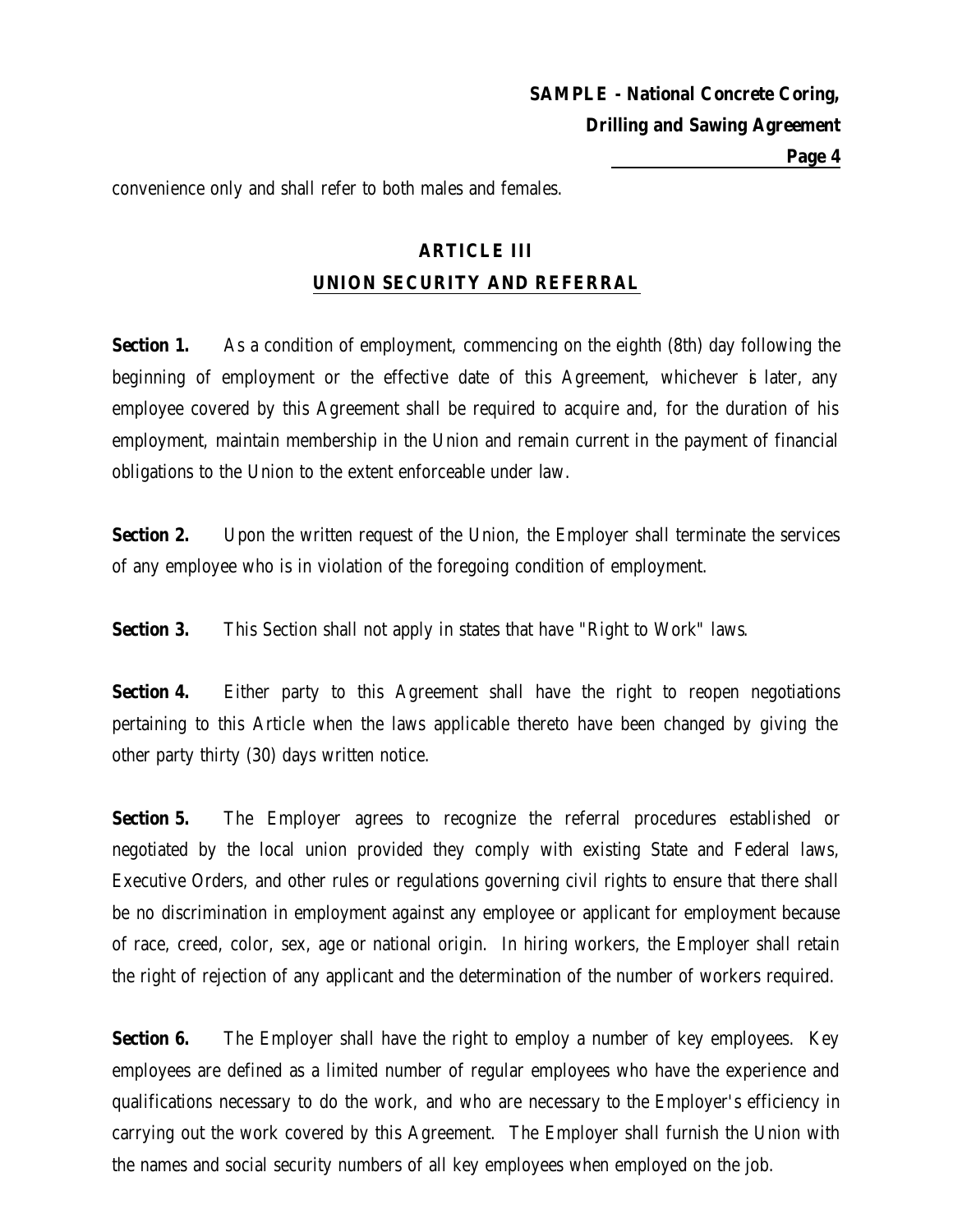convenience only and shall refer to both males and females.

## ARTICLE III
## UNION SECURITY AND REFERRAL

**Section 1.** As a condition of employment, commencing on the eighth (8th) day following the beginning of employment or the effective date of this Agreement, whichever is later, any employee covered by this Agreement shall be required to acquire and, for the duration of his employment, maintain membership in the Union and remain current in the payment of financial obligations to the Union to the extent enforceable under law.

**Section 2.** Upon the written request of the Union, the Employer shall terminate the services of any employee who is in violation of the foregoing condition of employment.

**Section 3.** This Section shall not apply in states that have "Right to Work" laws.

**Section 4.** Either party to this Agreement shall have the right to reopen negotiations pertaining to this Article when the laws applicable thereto have been changed by giving the other party thirty (30) days written notice.

**Section 5.** The Employer agrees to recognize the referral procedures established or negotiated by the local union provided they comply with existing State and Federal laws, Executive Orders, and other rules or regulations governing civil rights to ensure that there shall be no discrimination in employment against any employee or applicant for employment because of race, creed, color, sex, age or national origin. In hiring workers, the Employer shall retain the right of rejection of any applicant and the determination of the number of workers required.

**Section 6.** The Employer shall have the right to employ a number of key employees. Key employees are defined as a limited number of regular employees who have the experience and qualifications necessary to do the work, and who are necessary to the Employer's efficiency in carrying out the work covered by this Agreement. The Employer shall furnish the Union with the names and social security numbers of all key employees when employed on the job.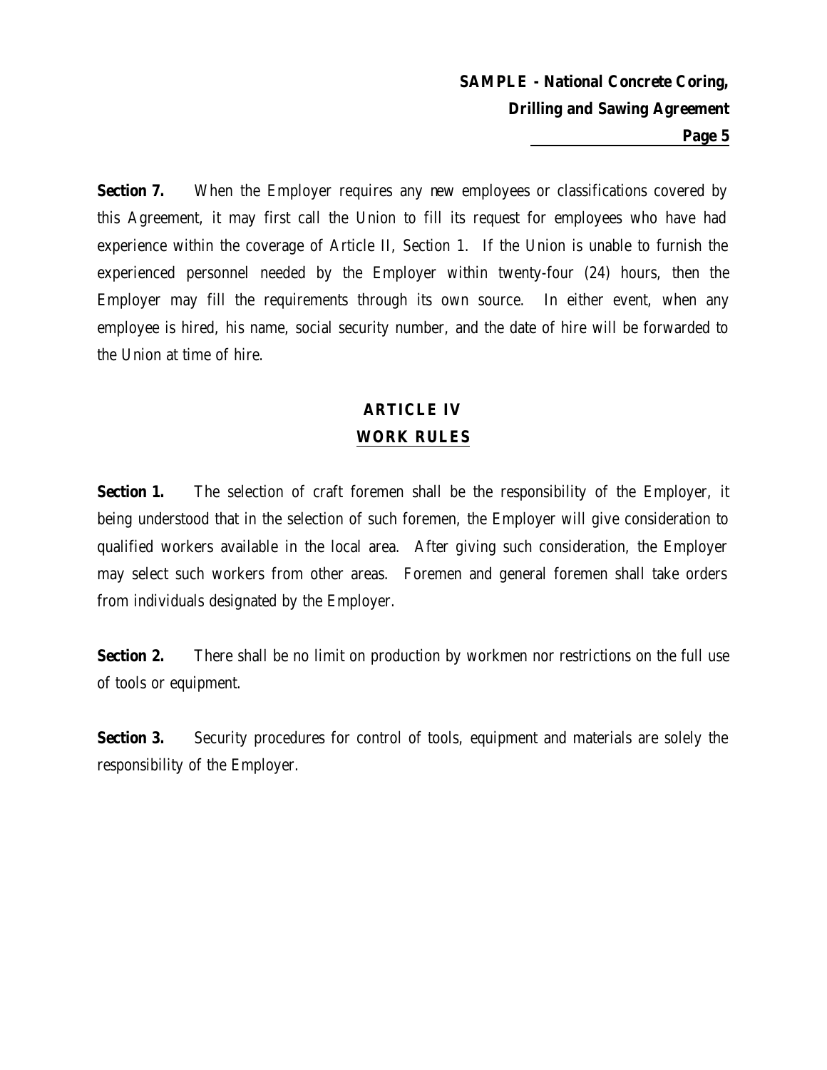**Section 7.** When the Employer requires any new employees or classifications covered by this Agreement, it may first call the Union to fill its request for employees who have had experience within the coverage of Article II, Section 1. If the Union is unable to furnish the experienced personnel needed by the Employer within twenty-four (24) hours, then the Employer may fill the requirements through its own source. In either event, when any employee is hired, his name, social security number, and the date of hire will be forwarded to the Union at time of hire.

## ARTICLE IV
## WORK RULES

**Section 1.** The selection of craft foremen shall be the responsibility of the Employer, it being understood that in the selection of such foremen, the Employer will give consideration to qualified workers available in the local area. After giving such consideration, the Employer may select such workers from other areas. Foremen and general foremen shall take orders from individuals designated by the Employer.

**Section 2.** There shall be no limit on production by workmen nor restrictions on the full use of tools or equipment.

**Section 3.** Security procedures for control of tools, equipment and materials are solely the responsibility of the Employer.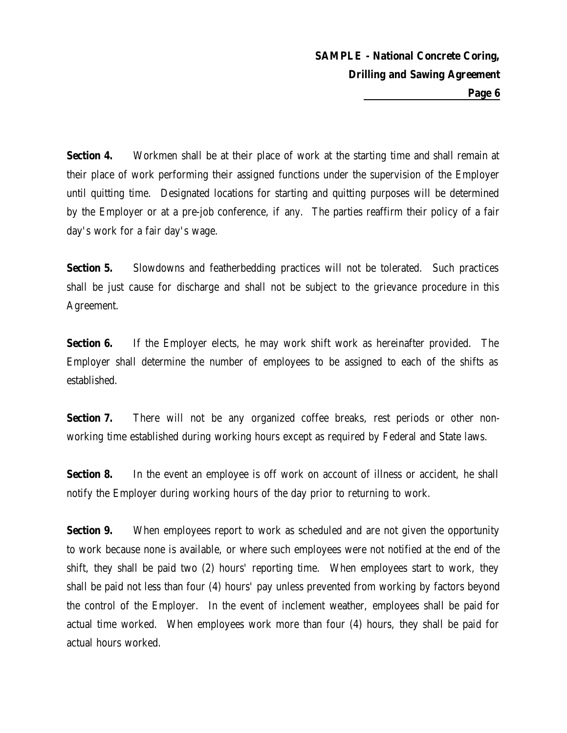**Section 4.** Workmen shall be at their place of work at the starting time and shall remain at their place of work performing their assigned functions under the supervision of the Employer until quitting time. Designated locations for starting and quitting purposes will be determined by the Employer or at a pre-job conference, if any. The parties reaffirm their policy of a fair day's work for a fair day's wage.

**Section 5.** Slowdowns and featherbedding practices will not be tolerated. Such practices shall be just cause for discharge and shall not be subject to the grievance procedure in this Agreement.

**Section 6.** If the Employer elects, he may work shift work as hereinafter provided. The Employer shall determine the number of employees to be assigned to each of the shifts as established.

**Section 7.** There will not be any organized coffee breaks, rest periods or other non-working time established during working hours except as required by Federal and State laws.

**Section 8.** In the event an employee is off work on account of illness or accident, he shall notify the Employer during working hours of the day prior to returning to work.

**Section 9.** When employees report to work as scheduled and are not given the opportunity to work because none is available, or where such employees were not notified at the end of the shift, they shall be paid two (2) hours' reporting time. When employees start to work, they shall be paid not less than four (4) hours' pay unless prevented from working by factors beyond the control of the Employer. In the event of inclement weather, employees shall be paid for actual time worked. When employees work more than four (4) hours, they shall be paid for actual hours worked.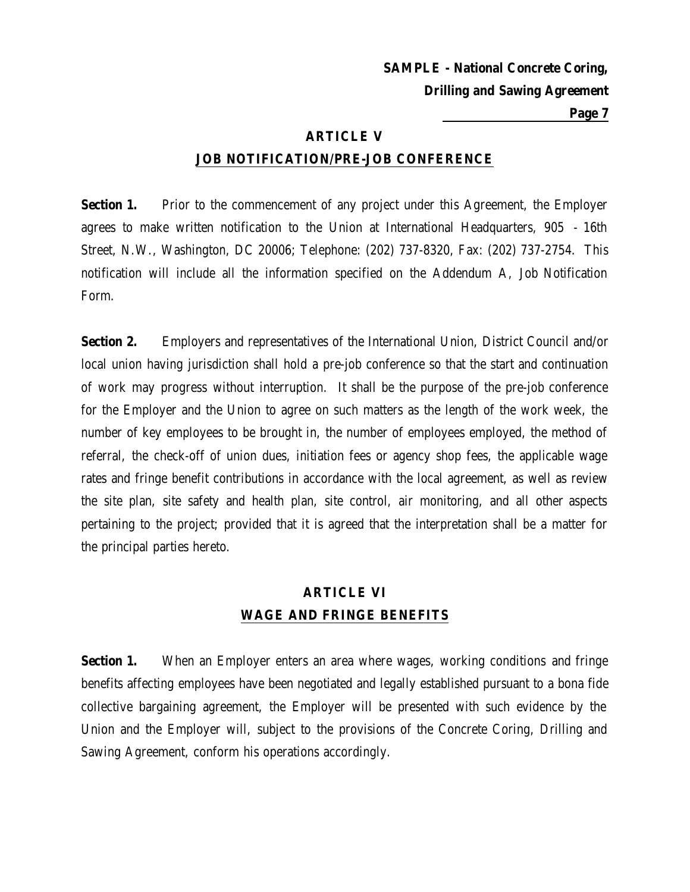## ARTICLE V
## JOB NOTIFICATION/PRE-JOB CONFERENCE

**Section 1.** Prior to the commencement of any project under this Agreement, the Employer agrees to make written notification to the Union at International Headquarters, 905 - 16th Street, N.W., Washington, DC 20006; Telephone: (202) 737-8320, Fax: (202) 737-2754. This notification will include all the information specified on the Addendum A, Job Notification Form.

**Section 2.** Employers and representatives of the International Union, District Council and/or local union having jurisdiction shall hold a pre-job conference so that the start and continuation of work may progress without interruption. It shall be the purpose of the pre-job conference for the Employer and the Union to agree on such matters as the length of the work week, the number of key employees to be brought in, the number of employees employed, the method of referral, the check-off of union dues, initiation fees or agency shop fees, the applicable wage rates and fringe benefit contributions in accordance with the local agreement, as well as review the site plan, site safety and health plan, site control, air monitoring, and all other aspects pertaining to the project; provided that it is agreed that the interpretation shall be a matter for the principal parties hereto.

## ARTICLE VI
## WAGE AND FRINGE BENEFITS

**Section 1.** When an Employer enters an area where wages, working conditions and fringe benefits affecting employees have been negotiated and legally established pursuant to a bona fide collective bargaining agreement, the Employer will be presented with such evidence by the Union and the Employer will, subject to the provisions of the Concrete Coring, Drilling and Sawing Agreement, conform his operations accordingly.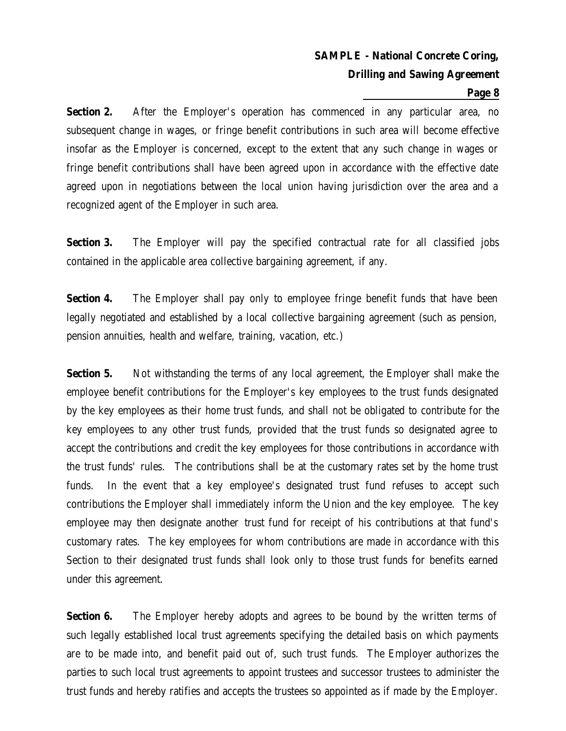**Section 2.** After the Employer's operation has commenced in any particular area, no subsequent change in wages, or fringe benefit contributions in such area will become effective insofar as the Employer is concerned, except to the extent that any such change in wages or fringe benefit contributions shall have been agreed upon in accordance with the effective date agreed upon in negotiations between the local union having jurisdiction over the area and a recognized agent of the Employer in such area.

**Section 3.** The Employer will pay the specified contractual rate for all classified jobs contained in the applicable area collective bargaining agreement, if any.

**Section 4.** The Employer shall pay only to employee fringe benefit funds that have been legally negotiated and established by a local collective bargaining agreement (such as pension, pension annuities, health and welfare, training, vacation, etc.)

**Section 5.** Not withstanding the terms of any local agreement, the Employer shall make the employee benefit contributions for the Employer's key employees to the trust funds designated by the key employees as their home trust funds, and shall not be obligated to contribute for the key employees to any other trust funds, provided that the trust funds so designated agree to accept the contributions and credit the key employees for those contributions in accordance with the trust funds' rules. The contributions shall be at the customary rates set by the home trust funds. In the event that a key employee's designated trust fund refuses to accept such contributions the Employer shall immediately inform the Union and the key employee. The key employee may then designate another trust fund for receipt of his contributions at that fund's customary rates. The key employees for whom contributions are made in accordance with this Section to their designated trust funds shall look only to those trust funds for benefits earned under this agreement.

**Section 6.** The Employer hereby adopts and agrees to be bound by the written terms of such legally established local trust agreements specifying the detailed basis on which payments are to be made into, and benefit paid out of, such trust funds. The Employer authorizes the parties to such local trust agreements to appoint trustees and successor trustees to administer the trust funds and hereby ratifies and accepts the trustees so appointed as if made by the Employer.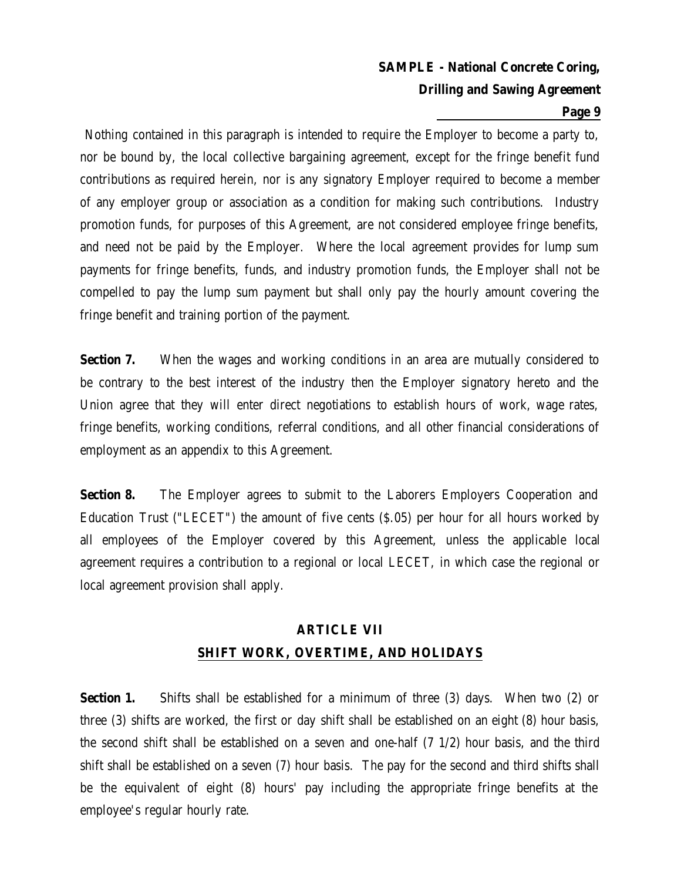Nothing contained in this paragraph is intended to require the Employer to become a party to, nor be bound by, the local collective bargaining agreement, except for the fringe benefit fund contributions as required herein, nor is any signatory Employer required to become a member of any employer group or association as a condition for making such contributions. Industry promotion funds, for purposes of this Agreement, are not considered employee fringe benefits, and need not be paid by the Employer. Where the local agreement provides for lump sum payments for fringe benefits, funds, and industry promotion funds, the Employer shall not be compelled to pay the lump sum payment but shall only pay the hourly amount covering the fringe benefit and training portion of the payment.

**Section 7.** When the wages and working conditions in an area are mutually considered to be contrary to the best interest of the industry then the Employer signatory hereto and the Union agree that they will enter direct negotiations to establish hours of work, wage rates, fringe benefits, working conditions, referral conditions, and all other financial considerations of employment as an appendix to this Agreement.

**Section 8.** The Employer agrees to submit to the Laborers Employers Cooperation and Education Trust ("LECET") the amount of five cents ($.05) per hour for all hours worked by all employees of the Employer covered by this Agreement, unless the applicable local agreement requires a contribution to a regional or local LECET, in which case the regional or local agreement provision shall apply.

## ARTICLE VII
## SHIFT WORK, OVERTIME, AND HOLIDAYS

**Section 1.** Shifts shall be established for a minimum of three (3) days. When two (2) or three (3) shifts are worked, the first or day shift shall be established on an eight (8) hour basis, the second shift shall be established on a seven and one-half (7 1/2) hour basis, and the third shift shall be established on a seven (7) hour basis. The pay for the second and third shifts shall be the equivalent of eight (8) hours' pay including the appropriate fringe benefits at the employee's regular hourly rate.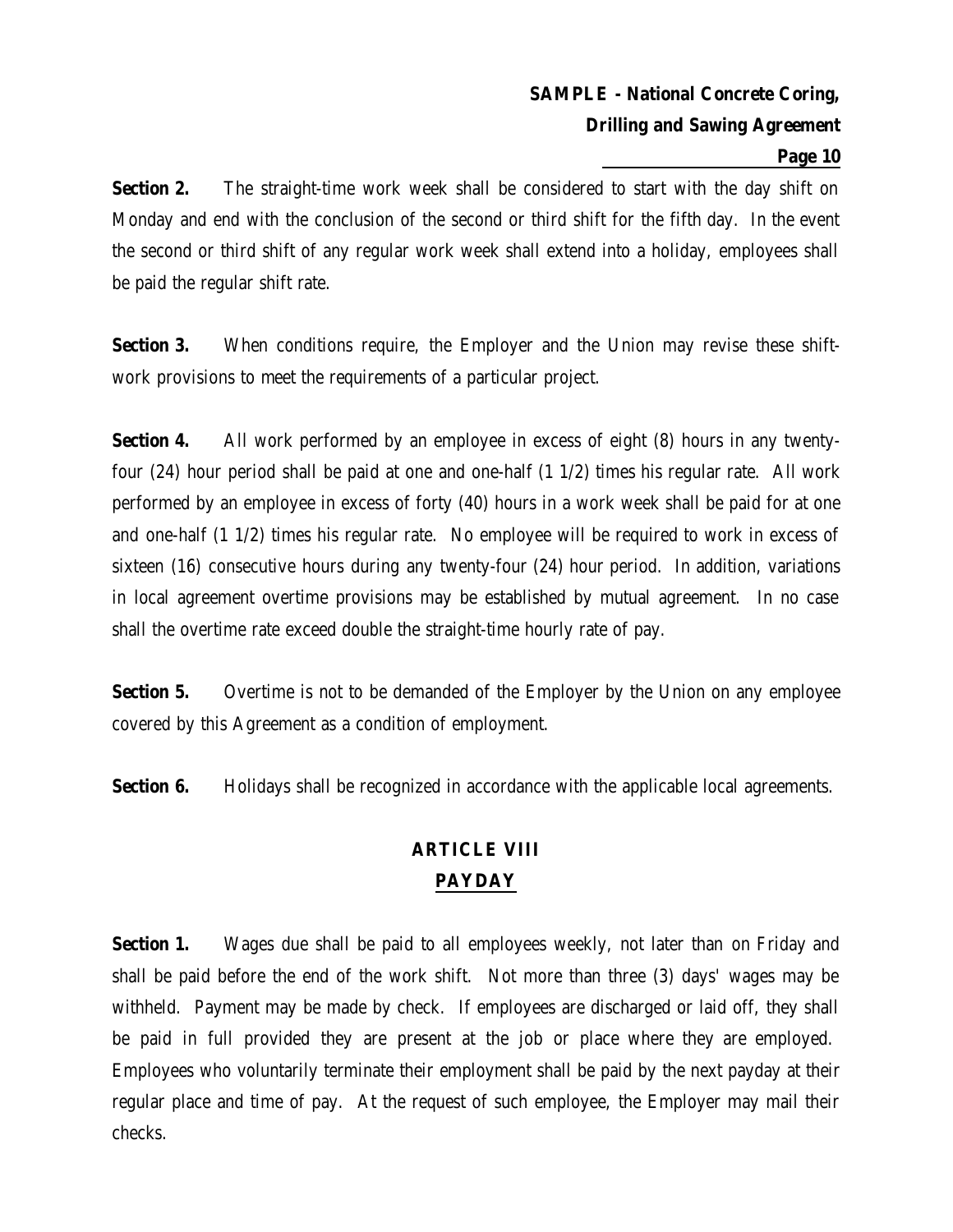**Section 2.** The straight-time work week shall be considered to start with the day shift on Monday and end with the conclusion of the second or third shift for the fifth day. In the event the second or third shift of any regular work week shall extend into a holiday, employees shall be paid the regular shift rate.

**Section 3.** When conditions require, the Employer and the Union may revise these shift-work provisions to meet the requirements of a particular project.

**Section 4.** All work performed by an employee in excess of eight (8) hours in any twenty-four (24) hour period shall be paid at one and one-half (1 1/2) times his regular rate. All work performed by an employee in excess of forty (40) hours in a work week shall be paid for at one and one-half (1 1/2) times his regular rate. No employee will be required to work in excess of sixteen (16) consecutive hours during any twenty-four (24) hour period. In addition, variations in local agreement overtime provisions may be established by mutual agreement. In no case shall the overtime rate exceed double the straight-time hourly rate of pay.

**Section 5.** Overtime is not to be demanded of the Employer by the Union on any employee covered by this Agreement as a condition of employment.

**Section 6.** Holidays shall be recognized in accordance with the applicable local agreements.

## ARTICLE VIII
## PAYDAY

**Section 1.** Wages due shall be paid to all employees weekly, not later than on Friday and shall be paid before the end of the work shift. Not more than three (3) days' wages may be withheld. Payment may be made by check. If employees are discharged or laid off, they shall be paid in full provided they are present at the job or place where they are employed. Employees who voluntarily terminate their employment shall be paid by the next payday at their regular place and time of pay. At the request of such employee, the Employer may mail their checks.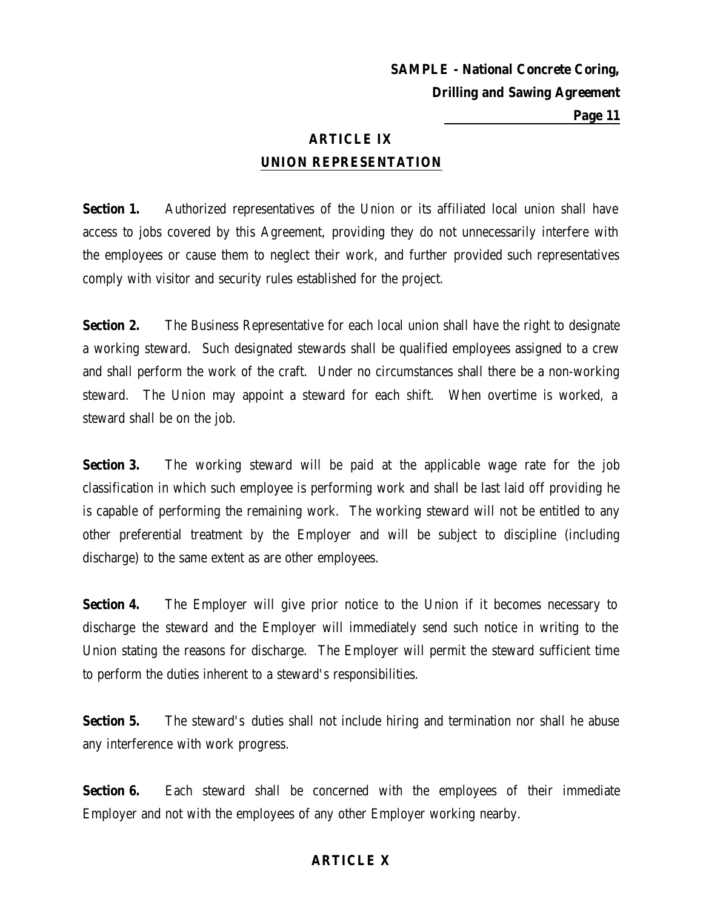## ARTICLE IX
## UNION REPRESENTATION

**Section 1.** Authorized representatives of the Union or its affiliated local union shall have access to jobs covered by this Agreement, providing they do not unnecessarily interfere with the employees or cause them to neglect their work, and further provided such representatives comply with visitor and security rules established for the project.

**Section 2.** The Business Representative for each local union shall have the right to designate a working steward. Such designated stewards shall be qualified employees assigned to a crew and shall perform the work of the craft. Under no circumstances shall there be a non-working steward. The Union may appoint a steward for each shift. When overtime is worked, a steward shall be on the job.

**Section 3.** The working steward will be paid at the applicable wage rate for the job classification in which such employee is performing work and shall be last laid off providing he is capable of performing the remaining work. The working steward will not be entitled to any other preferential treatment by the Employer and will be subject to discipline (including discharge) to the same extent as are other employees.

**Section 4.** The Employer will give prior notice to the Union if it becomes necessary to discharge the steward and the Employer will immediately send such notice in writing to the Union stating the reasons for discharge. The Employer will permit the steward sufficient time to perform the duties inherent to a steward's responsibilities.

**Section 5.** The steward's duties shall not include hiring and termination nor shall he abuse any interference with work progress.

**Section 6.** Each steward shall be concerned with the employees of their immediate Employer and not with the employees of any other Employer working nearby.

## ARTICLE X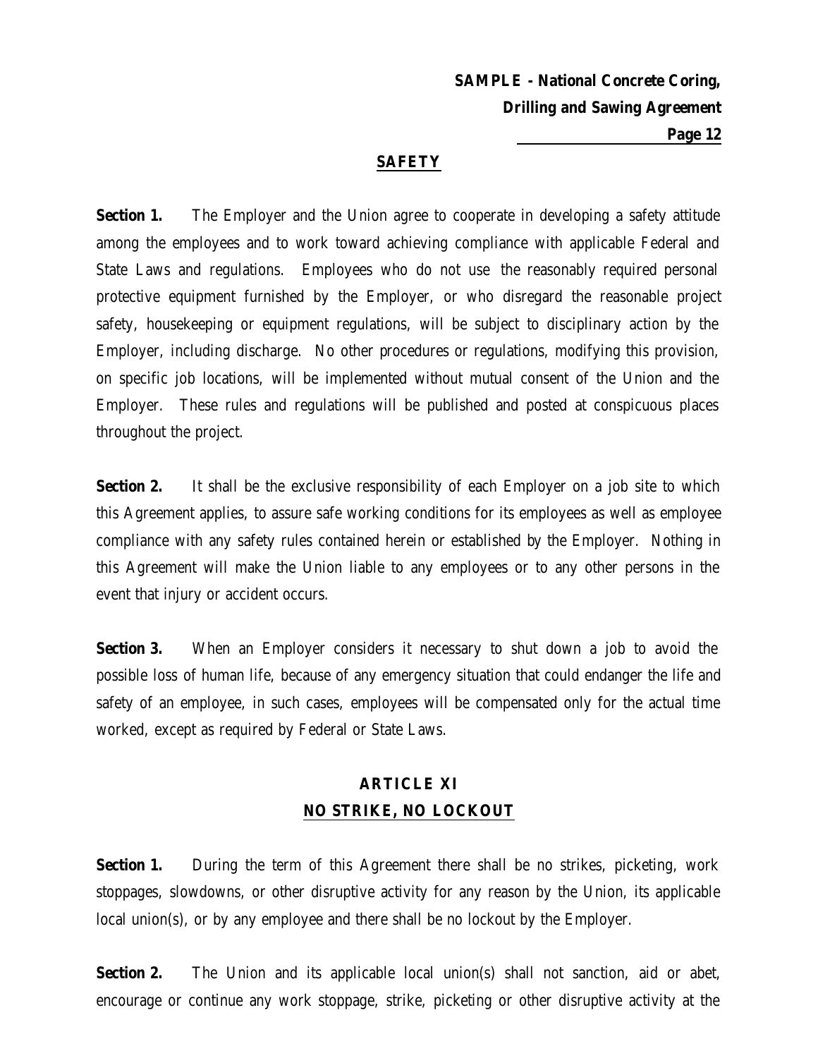## SAFETY

**Section 1.** The Employer and the Union agree to cooperate in developing a safety attitude among the employees and to work toward achieving compliance with applicable Federal and State Laws and regulations. Employees who do not use the reasonably required personal protective equipment furnished by the Employer, or who disregard the reasonable project safety, housekeeping or equipment regulations, will be subject to disciplinary action by the Employer, including discharge. No other procedures or regulations, modifying this provision, on specific job locations, will be implemented without mutual consent of the Union and the Employer. These rules and regulations will be published and posted at conspicuous places throughout the project.

**Section 2.** It shall be the exclusive responsibility of each Employer on a job site to which this Agreement applies, to assure safe working conditions for its employees as well as employee compliance with any safety rules contained herein or established by the Employer. Nothing in this Agreement will make the Union liable to any employees or to any other persons in the event that injury or accident occurs.

**Section 3.** When an Employer considers it necessary to shut down a job to avoid the possible loss of human life, because of any emergency situation that could endanger the life and safety of an employee, in such cases, employees will be compensated only for the actual time worked, except as required by Federal or State Laws.

## ARTICLE XI
## NO STRIKE, NO LOCKOUT

**Section 1.** During the term of this Agreement there shall be no strikes, picketing, work stoppages, slowdowns, or other disruptive activity for any reason by the Union, its applicable local union(s), or by any employee and there shall be no lockout by the Employer.

**Section 2.** The Union and its applicable local union(s) shall not sanction, aid or abet, encourage or continue any work stoppage, strike, picketing or other disruptive activity at the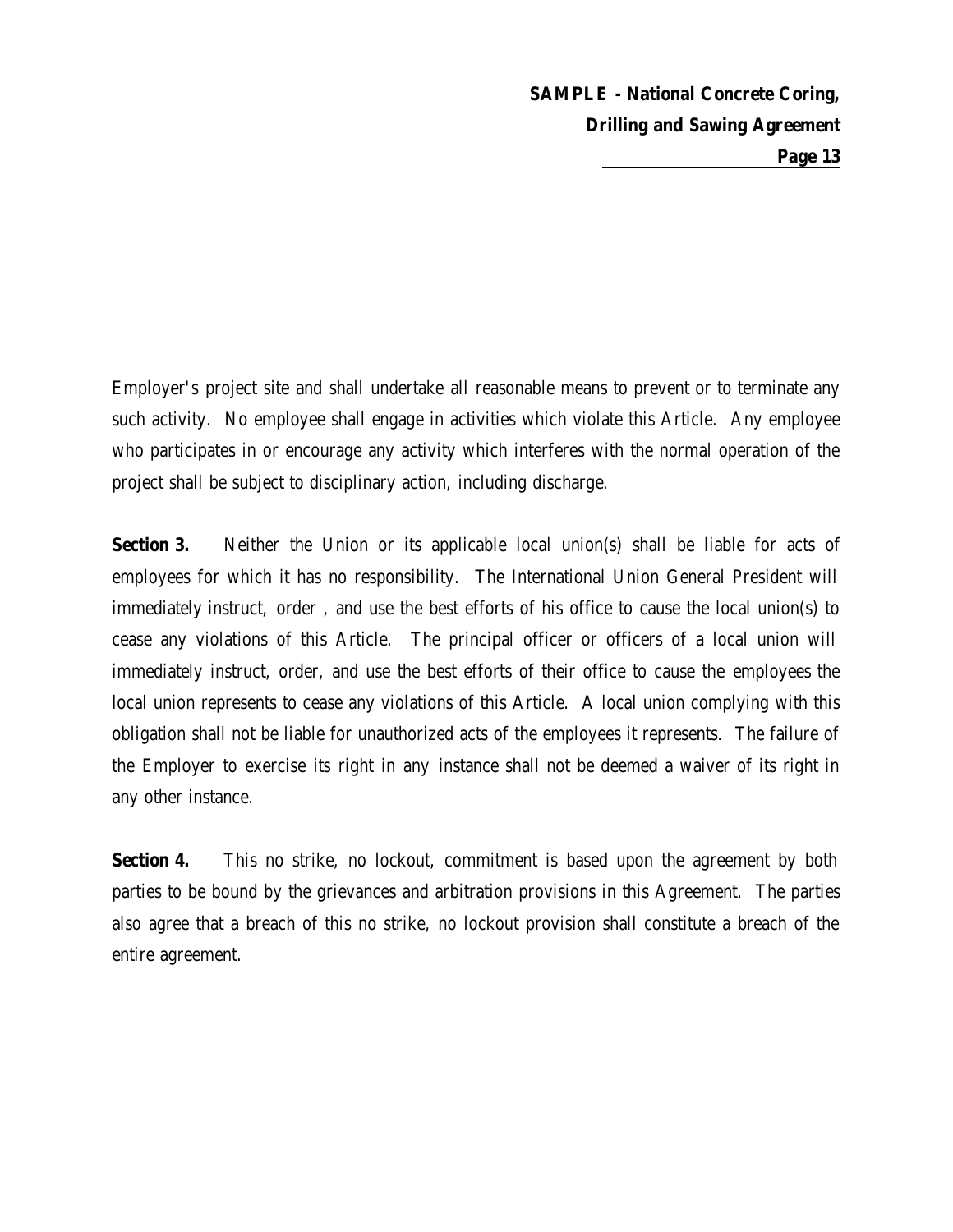Employer's project site and shall undertake all reasonable means to prevent or to terminate any such activity. No employee shall engage in activities which violate this Article. Any employee who participates in or encourage any activity which interferes with the normal operation of the project shall be subject to disciplinary action, including discharge.

**Section 3.** Neither the Union or its applicable local union(s) shall be liable for acts of employees for which it has no responsibility. The International Union General President will immediately instruct, order , and use the best efforts of his office to cause the local union(s) to cease any violations of this Article. The principal officer or officers of a local union will immediately instruct, order, and use the best efforts of their office to cause the employees the local union represents to cease any violations of this Article. A local union complying with this obligation shall not be liable for unauthorized acts of the employees it represents. The failure of the Employer to exercise its right in any instance shall not be deemed a waiver of its right in any other instance.

**Section 4.** This no strike, no lockout, commitment is based upon the agreement by both parties to be bound by the grievances and arbitration provisions in this Agreement. The parties also agree that a breach of this no strike, no lockout provision shall constitute a breach of the entire agreement.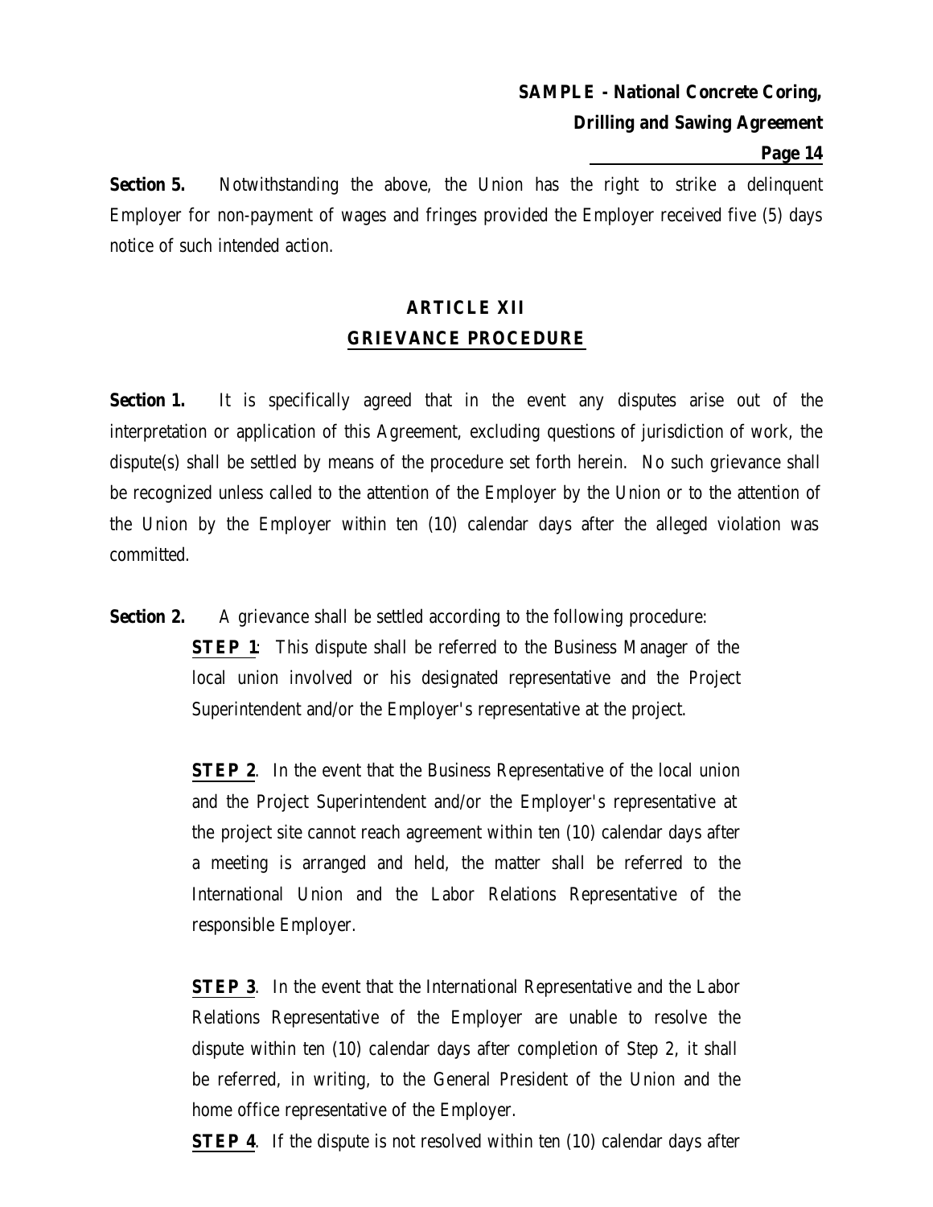**Section 5.** Notwithstanding the above, the Union has the right to strike a delinquent Employer for non-payment of wages and fringes provided the Employer received five (5) days notice of such intended action.

## ARTICLE XII
## GRIEVANCE PROCEDURE

**Section 1.** It is specifically agreed that in the event any disputes arise out of the interpretation or application of this Agreement, excluding questions of jurisdiction of work, the dispute(s) shall be settled by means of the procedure set forth herein. No such grievance shall be recognized unless called to the attention of the Employer by the Union or to the attention of the Union by the Employer within ten (10) calendar days after the alleged violation was committed.

**Section 2.** A grievance shall be settled according to the following procedure:

**STEP 1**: This dispute shall be referred to the Business Manager of the local union involved or his designated representative and the Project Superintendent and/or the Employer's representative at the project.

**STEP 2**. In the event that the Business Representative of the local union and the Project Superintendent and/or the Employer's representative at the project site cannot reach agreement within ten (10) calendar days after a meeting is arranged and held, the matter shall be referred to the International Union and the Labor Relations Representative of the responsible Employer.

**STEP 3**. In the event that the International Representative and the Labor Relations Representative of the Employer are unable to resolve the dispute within ten (10) calendar days after completion of Step 2, it shall be referred, in writing, to the General President of the Union and the home office representative of the Employer.

**STEP 4**. If the dispute is not resolved within ten (10) calendar days after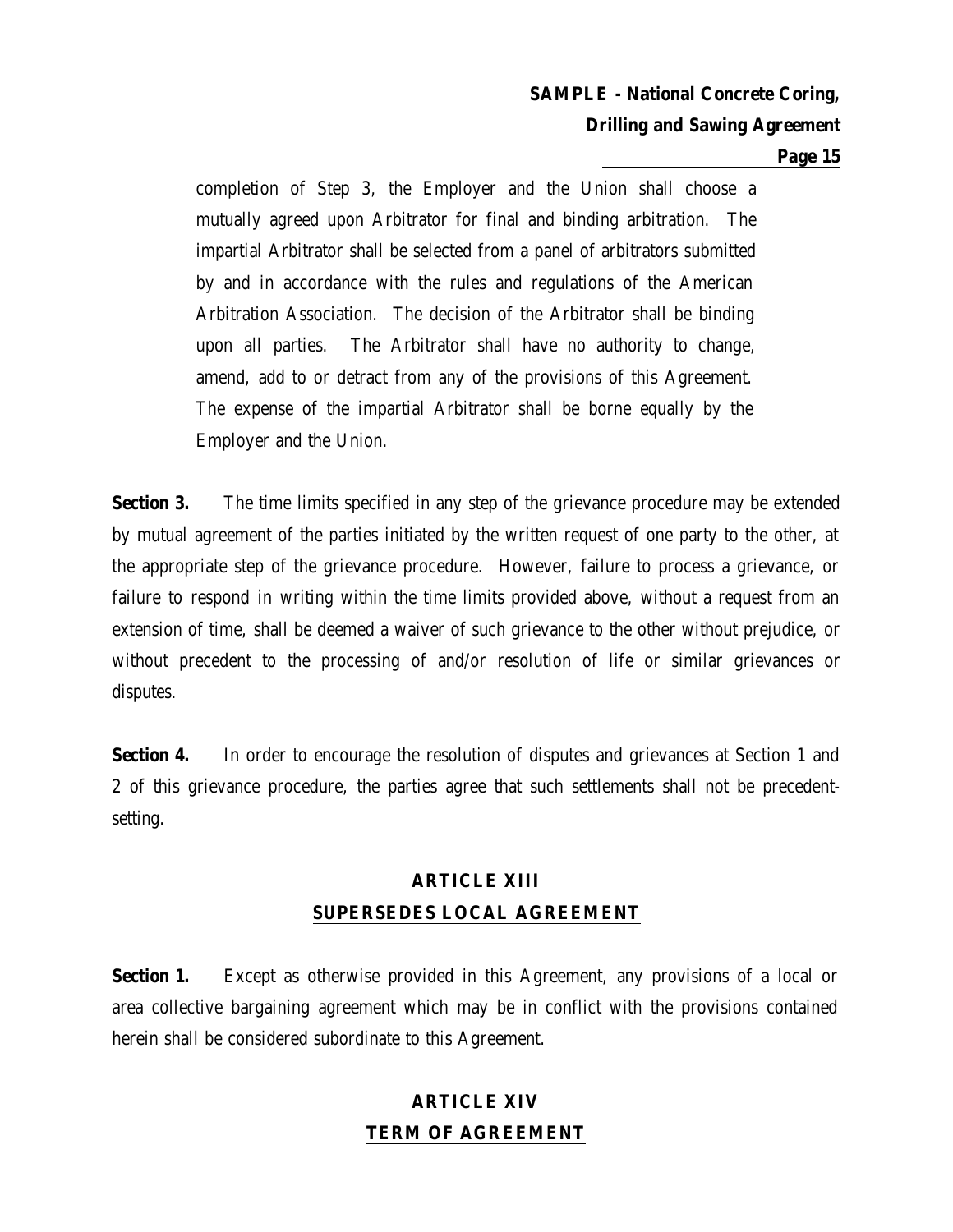completion of Step 3, the Employer and the Union shall choose a mutually agreed upon Arbitrator for final and binding arbitration. The impartial Arbitrator shall be selected from a panel of arbitrators submitted by and in accordance with the rules and regulations of the American Arbitration Association. The decision of the Arbitrator shall be binding upon all parties. The Arbitrator shall have no authority to change, amend, add to or detract from any of the provisions of this Agreement. The expense of the impartial Arbitrator shall be borne equally by the Employer and the Union.

**Section 3.** The time limits specified in any step of the grievance procedure may be extended by mutual agreement of the parties initiated by the written request of one party to the other, at the appropriate step of the grievance procedure. However, failure to process a grievance, or failure to respond in writing within the time limits provided above, without a request from an extension of time, shall be deemed a waiver of such grievance to the other without prejudice, or without precedent to the processing of and/or resolution of life or similar grievances or disputes.

**Section 4.** In order to encourage the resolution of disputes and grievances at Section 1 and 2 of this grievance procedure, the parties agree that such settlements shall not be precedent-setting.

## ARTICLE XIII
## SUPERSEDES LOCAL AGREEMENT

**Section 1.** Except as otherwise provided in this Agreement, any provisions of a local or area collective bargaining agreement which may be in conflict with the provisions contained herein shall be considered subordinate to this Agreement.

## ARTICLE XIV
## TERM OF AGREEMENT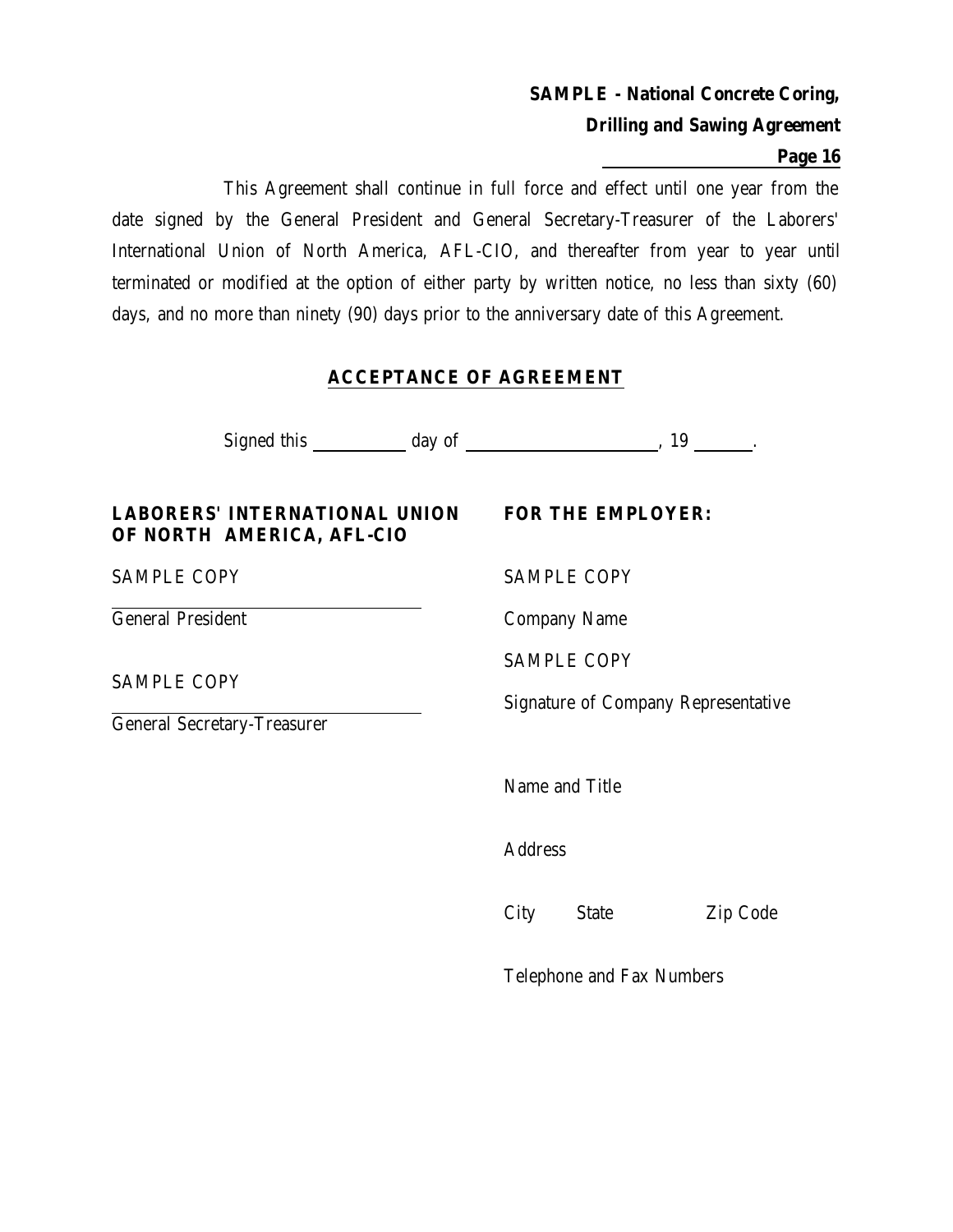This Agreement shall continue in full force and effect until one year from the date signed by the General President and General Secretary-Treasurer of the Laborers' International Union of North America, AFL-CIO, and thereafter from year to year until terminated or modified at the option of either party by written notice, no less than sixty (60) days, and no more than ninety (90) days prior to the anniversary date of this Agreement.

## ACCEPTANCE OF AGREEMENT

Signed this ________ day of ________________, 19 _____.

**LABORERS' INTERNATIONAL UNION OF NORTH AMERICA, AFL-CIO**

SAMPLE COPY

General President

SAMPLE COPY

General Secretary-Treasurer

**FOR THE EMPLOYER:**

SAMPLE COPY

Company Name

SAMPLE COPY

Signature of Company Representative

Name and Title

Address

City State Zip Code

Telephone and Fax Numbers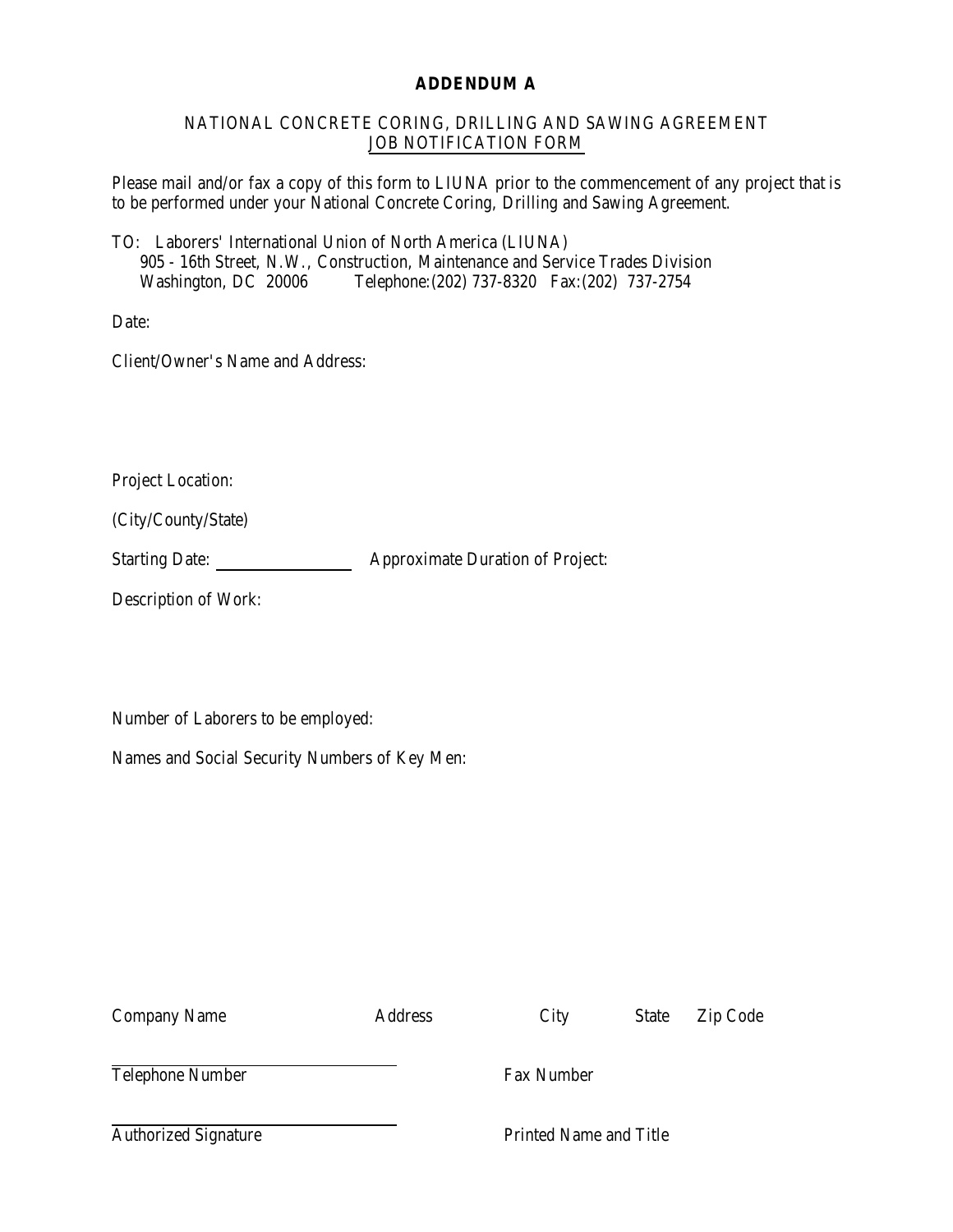# ADDENDUM A

## NATIONAL CONCRETE CORING, DRILLING AND SAWING AGREEMENT
## JOB NOTIFICATION FORM

Please mail and/or fax a copy of this form to LIUNA prior to the commencement of any project that is to be performed under your National Concrete Coring, Drilling and Sawing Agreement.

TO: Laborers' International Union of North America (LIUNA)
905 - 16th Street, N.W., Construction, Maintenance and Service Trades Division
Washington, DC 20006 Telephone: (202) 737-8320 Fax: (202) 737-2754

Date:

Client/Owner's Name and Address:

Project Location:

(City/County/State)

Starting Date: ________________ Approximate Duration of Project:

Description of Work:

Number of Laborers to be employed:

Names and Social Security Numbers of Key Men:

Company Name Address City State Zip Code

______________________________
Telephone Number Fax Number

______________________________
Authorized Signature Printed Name and Title